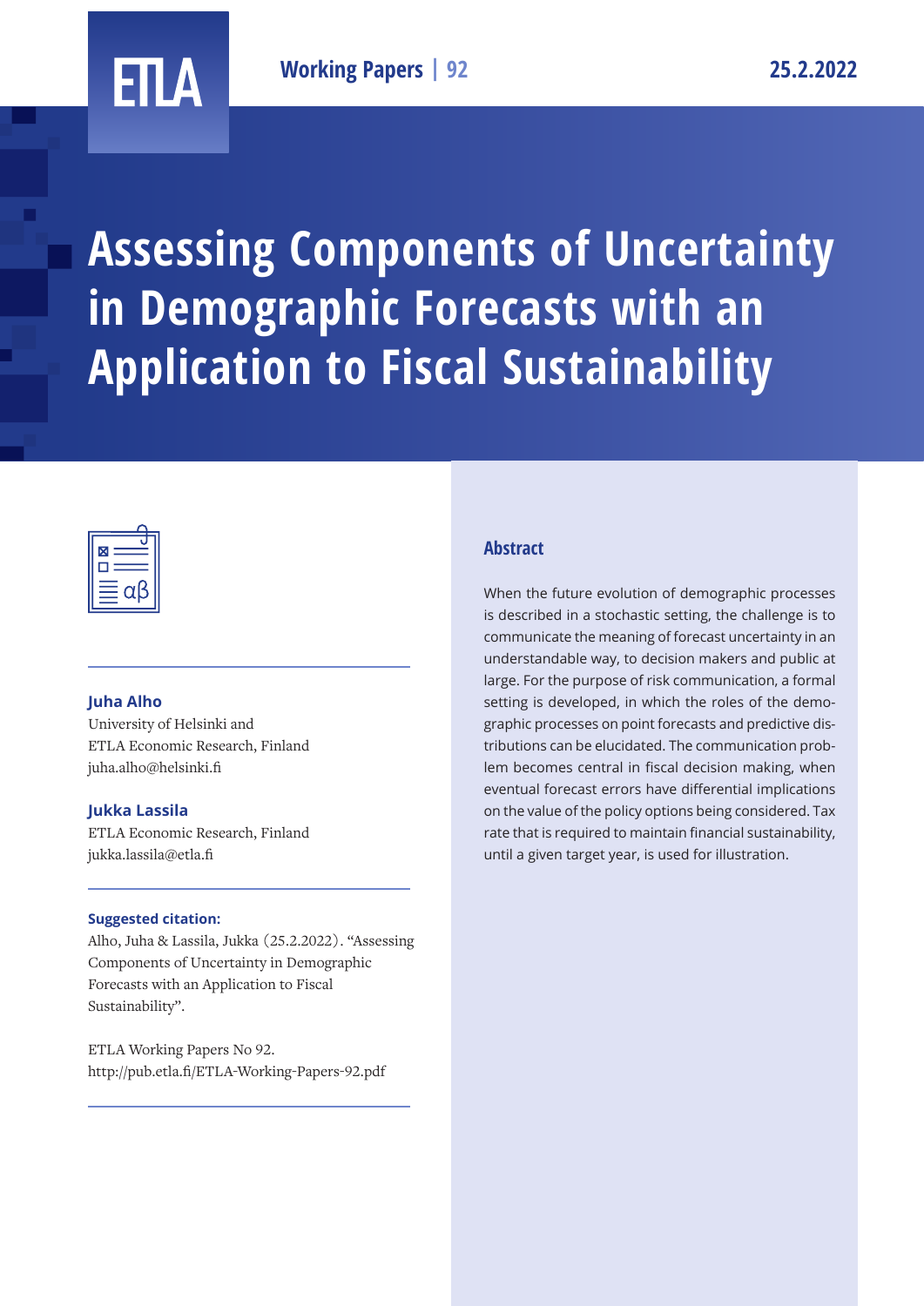Working Papers | 92

25.2.2022

# Assessing Components of Uncertainty in Demographic Forecasts with an Application to Fiscal Sustainability

**Juha Alho**
University of Helsinki and
ETLA Economic Research, Finland
juha.alho@helsinki.fi

**Jukka Lassila**
ETLA Economic Research, Finland
jukka.lassila@etla.fi

**Suggested citation:**
Alho, Juha & Lassila, Jukka (25.2.2022). "Assessing Components of Uncertainty in Demographic Forecasts with an Application to Fiscal Sustainability".

ETLA Working Papers No 92.
http://pub.etla.fi/ETLA-Working-Papers-92.pdf

## Abstract

When the future evolution of demographic processes is described in a stochastic setting, the challenge is to communicate the meaning of forecast uncertainty in an understandable way, to decision makers and public at large. For the purpose of risk communication, a formal setting is developed, in which the roles of the demographic processes on point forecasts and predictive distributions can be elucidated. The communication problem becomes central in fiscal decision making, when eventual forecast errors have differential implications on the value of the policy options being considered. Tax rate that is required to maintain financial sustainability, until a given target year, is used for illustration.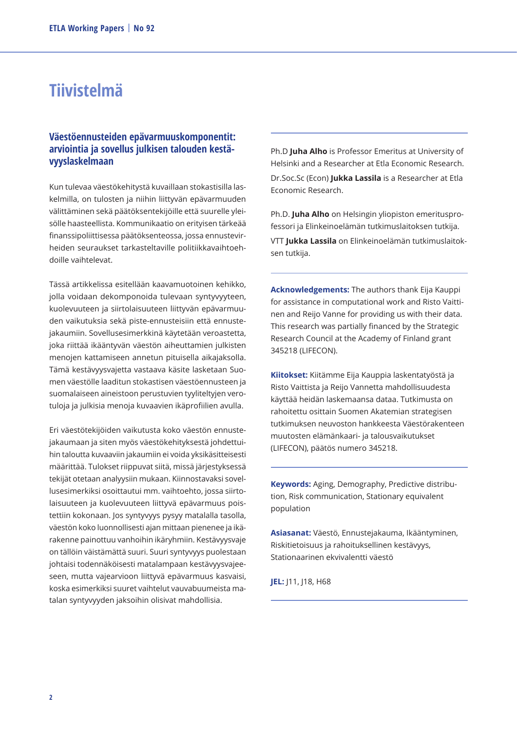# Tiivistelmä

## Väestöennusteiden epävarmuuskomponentit: arviointia ja sovellus julkisen talouden kestävyyslaskelmaan

Kun tulevaa väestökehitystä kuvaillaan stokastisilla laskelmilla, on tulosten ja niihin liittyvän epävarmuuden välittäminen sekä päätöksentekijöille että suurelle yleisölle haasteellista. Kommunikaatio on erityisen tärkeää finanssipoliittisessa päätöksenteossa, jossa ennustevirheiden seuraukset tarkasteltaville politiikkavaihtoehdoille vaihtelevat.

Tässä artikkelissa esitellään kaavamuotoinen kehikko, jolla voidaan dekomponoida tulevaan syntyvyyteen, kuolevuuteen ja siirtolaisuuteen liittyvän epävarmuuden vaikutuksia sekä piste-ennusteisiin että ennustejakaumiin. Sovellusesimerkkinä käytetään veroastetta, joka riittää ikääntyvän väestön aiheuttamien julkisten menojen kattamiseen annetun pituisella aikajaksolla. Tämä kestävyysvajetta vastaava käsite lasketaan Suomen väestölle laaditun stokastisen väestöennusteen ja suomalaiseen aineistoon perustuvien tyyliteltyjen verotuloja ja julkisia menoja kuvaavien ikäprofiilien avulla.

Eri väestötekijöiden vaikutusta koko väestön ennustejakaumaan ja siten myös väestökehityksestä johdettuihin taloutta kuvaaviin jakaumiin ei voida yksikäsitteisesti määrittää. Tulokset riippuvat siitä, missä järjestyksessä tekijät otetaan analyysiin mukaan. Kiinnostavaksi sovellusesimerkiksi osoittautui mm. vaihtoehto, jossa siirtolaisuuteen ja kuolevuuteen liittyvä epävarmuus poistettiin kokonaan. Jos syntyvyys pysyy matalalla tasolla, väestön koko luonnollisesti ajan mittaan pienenee ja ikärakenne painottuu vanhoihin ikäryhmiin. Kestävyysvaje on tällöin väistämättä suuri. Suuri syntyvyys puolestaan johtaisi todennäköisesti matalampaan kestävyysvajeeseen, mutta vajearvioon liittyvä epävarmuus kasvaisi, koska esimerkiksi suuret vaihtelut vauvabuumeista matalan syntyvyyden jaksoihin olisivat mahdollisia.

---

Ph.D **Juha Alho** is Professor Emeritus at University of Helsinki and a Researcher at Etla Economic Research.

Dr.Soc.Sc (Econ) **Jukka Lassila** is a Researcher at Etla Economic Research.

Ph.D. **Juha Alho** on Helsingin yliopiston emeritusprofessori ja Elinkeinoelämän tutkimuslaitoksen tutkija.

VTT **Jukka Lassila** on Elinkeinoelämän tutkimuslaitoksen tutkija.

---

**Acknowledgements:** The authors thank Eija Kauppi for assistance in computational work and Risto Vaittinen and Reijo Vanne for providing us with their data. This research was partially financed by the Strategic Research Council at the Academy of Finland grant 345218 (LIFECON).

**Kiitokset:** Kiitämme Eija Kauppia laskentatyöstä ja Risto Vaittista ja Reijo Vannetta mahdollisuudesta käyttää heidän laskemaansa dataa. Tutkimusta on rahoitettu osittain Suomen Akatemian strategisen tutkimuksen neuvoston hankkeesta Väestörakenteen muutosten elämänkaari- ja talousvaikutukset (LIFECON), päätös numero 345218.

---

**Keywords:** Aging, Demography, Predictive distribution, Risk communication, Stationary equivalent population

**Asiasanat:** Väestö, Ennustejakauma, Ikääntyminen, Riskitietoisuus ja rahoituksellinen kestävyys, Stationaarinen ekvivalentti väestö

**JEL:** J11, J18, H68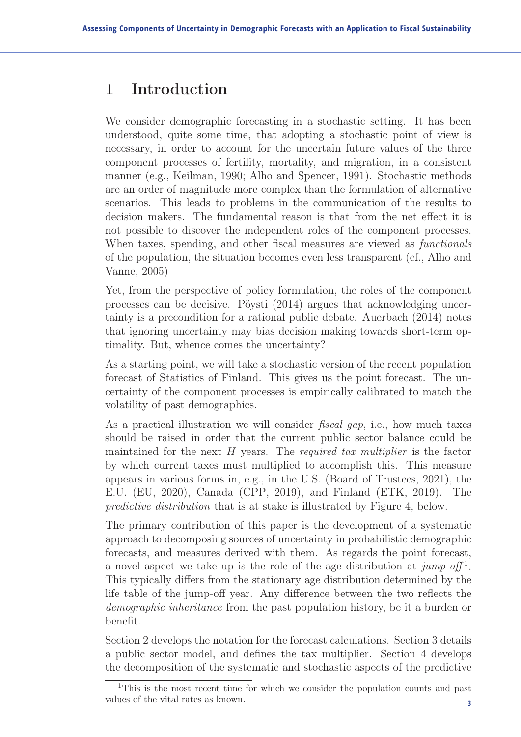# 1 Introduction

We consider demographic forecasting in a stochastic setting. It has been understood, quite some time, that adopting a stochastic point of view is necessary, in order to account for the uncertain future values of the three component processes of fertility, mortality, and migration, in a consistent manner (e.g., Keilman, 1990; Alho and Spencer, 1991). Stochastic methods are an order of magnitude more complex than the formulation of alternative scenarios. This leads to problems in the communication of the results to decision makers. The fundamental reason is that from the net effect it is not possible to discover the independent roles of the component processes. When taxes, spending, and other fiscal measures are viewed as *functionals* of the population, the situation becomes even less transparent (cf., Alho and Vanne, 2005)

Yet, from the perspective of policy formulation, the roles of the component processes can be decisive. Pöysti (2014) argues that acknowledging uncertainty is a precondition for a rational public debate. Auerbach (2014) notes that ignoring uncertainty may bias decision making towards short-term optimality. But, whence comes the uncertainty?

As a starting point, we will take a stochastic version of the recent population forecast of Statistics of Finland. This gives us the point forecast. The uncertainty of the component processes is empirically calibrated to match the volatility of past demographics.

As a practical illustration we will consider *fiscal gap*, i.e., how much taxes should be raised in order that the current public sector balance could be maintained for the next $H$ years. The *required tax multiplier* is the factor by which current taxes must multiplied to accomplish this. This measure appears in various forms in, e.g., in the U.S. (Board of Trustees, 2021), the E.U. (EU, 2020), Canada (CPP, 2019), and Finland (ETK, 2019). The *predictive distribution* that is at stake is illustrated by Figure 4, below.

The primary contribution of this paper is the development of a systematic approach to decomposing sources of uncertainty in probabilistic demographic forecasts, and measures derived with them. As regards the point forecast, a novel aspect we take up is the role of the age distribution at *jump-off*[1]. This typically differs from the stationary age distribution determined by the life table of the jump-off year. Any difference between the two reflects the *demographic inheritance* from the past population history, be it a burden or benefit.

Section 2 develops the notation for the forecast calculations. Section 3 details a public sector model, and defines the tax multiplier. Section 4 develops the decomposition of the systematic and stochastic aspects of the predictive

[1] This is the most recent time for which we consider the population counts and past values of the vital rates as known.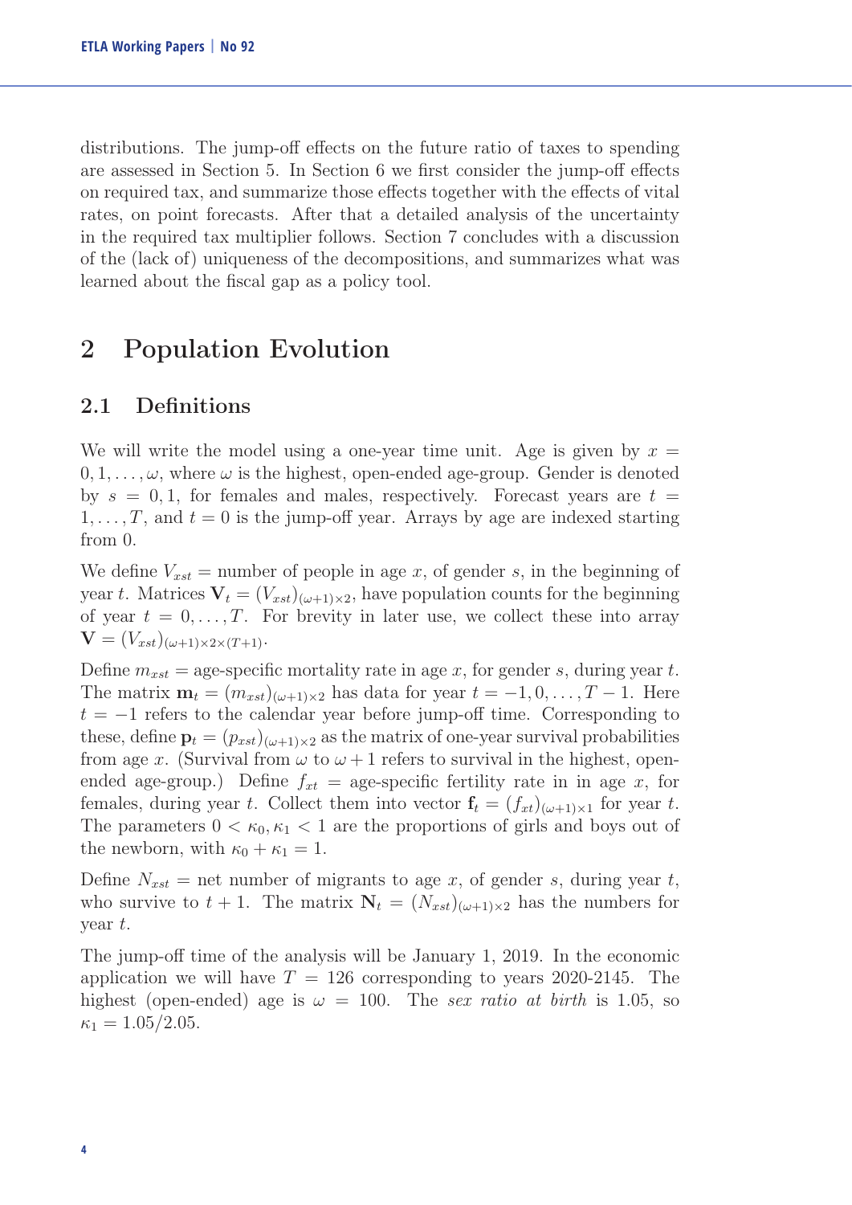distributions. The jump-off effects on the future ratio of taxes to spending are assessed in Section 5. In Section 6 we first consider the jump-off effects on required tax, and summarize those effects together with the effects of vital rates, on point forecasts. After that a detailed analysis of the uncertainty in the required tax multiplier follows. Section 7 concludes with a discussion of the (lack of) uniqueness of the decompositions, and summarizes what was learned about the fiscal gap as a policy tool.

# 2 Population Evolution

## 2.1 Definitions

We will write the model using a one-year time unit. Age is given by $x = 0, 1, \ldots, \omega$, where $\omega$ is the highest, open-ended age-group. Gender is denoted by $s = 0, 1$, for females and males, respectively. Forecast years are $t = 1, \ldots, T$, and $t = 0$ is the jump-off year. Arrays by age are indexed starting from 0.

We define $V_{xst}$ = number of people in age $x$, of gender $s$, in the beginning of year $t$. Matrices $\mathbf{V}_t = (V_{xst})_{(\omega+1)\times 2}$, have population counts for the beginning of year $t = 0, \ldots, T$. For brevity in later use, we collect these into array $\mathbf{V} = (V_{xst})_{(\omega+1)\times 2\times(T+1)}$.

Define $m_{xst}$ = age-specific mortality rate in age $x$, for gender $s$, during year $t$. The matrix $\mathbf{m}_t = (m_{xst})_{(\omega+1)\times 2}$ has data for year $t = -1, 0, \ldots, T-1$. Here $t = -1$ refers to the calendar year before jump-off time. Corresponding to these, define $\mathbf{p}_t = (p_{xst})_{(\omega+1)\times 2}$ as the matrix of one-year survival probabilities from age $x$. (Survival from $\omega$ to $\omega + 1$ refers to survival in the highest, open-ended age-group.) Define $f_{xt}$ = age-specific fertility rate in in age $x$, for females, during year $t$. Collect them into vector $\mathbf{f}_t = (f_{xt})_{(\omega+1)\times 1}$ for year $t$. The parameters $0 < \kappa_0, \kappa_1 < 1$ are the proportions of girls and boys out of the newborn, with $\kappa_0 + \kappa_1 = 1$.

Define $N_{xst}$ = net number of migrants to age $x$, of gender $s$, during year $t$, who survive to $t + 1$. The matrix $\mathbf{N}_t = (N_{xst})_{(\omega+1)\times 2}$ has the numbers for year $t$.

The jump-off time of the analysis will be January 1, 2019. In the economic application we will have $T = 126$ corresponding to years 2020-2145. The highest (open-ended) age is $\omega = 100$. The *sex ratio at birth* is 1.05, so $\kappa_1 = 1.05/2.05$.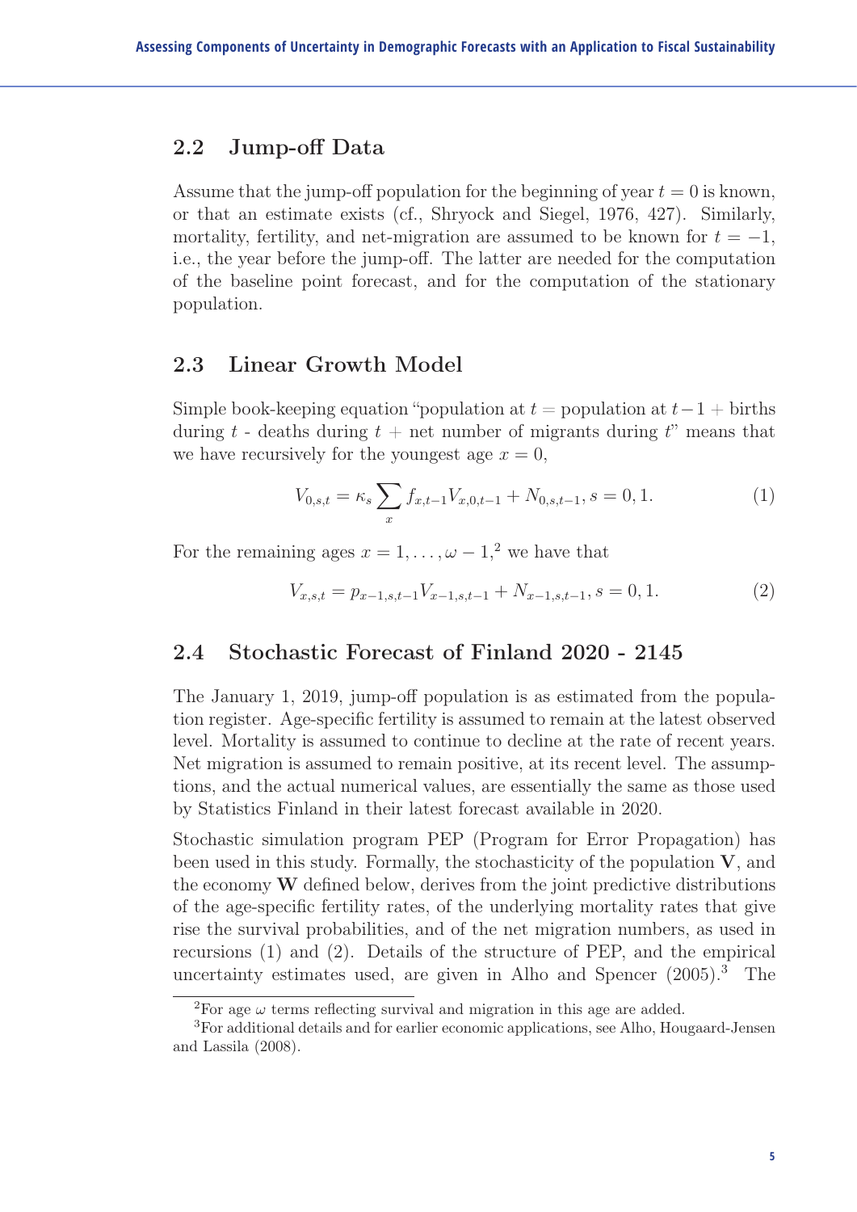## 2.2 Jump-off Data

Assume that the jump-off population for the beginning of year $t = 0$ is known, or that an estimate exists (cf., Shryock and Siegel, 1976, 427). Similarly, mortality, fertility, and net-migration are assumed to be known for $t = -1$, i.e., the year before the jump-off. The latter are needed for the computation of the baseline point forecast, and for the computation of the stationary population.

## 2.3 Linear Growth Model

Simple book-keeping equation "population at $t$ = population at $t-1$ + births during $t$ - deaths during $t$ + net number of migrants during $t$" means that we have recursively for the youngest age $x = 0$,

$$V_{0,s,t} = \kappa_s \sum_x f_{x,t-1} V_{x,0,t-1} + N_{0,s,t-1}, s = 0, 1. \tag{1}$$

For the remaining ages $x = 1, \ldots, \omega - 1$,[2] we have that

$$V_{x,s,t} = p_{x-1,s,t-1} V_{x-1,s,t-1} + N_{x-1,s,t-1}, s = 0, 1. \tag{2}$$

## 2.4 Stochastic Forecast of Finland 2020 - 2145

The January 1, 2019, jump-off population is as estimated from the population register. Age-specific fertility is assumed to remain at the latest observed level. Mortality is assumed to continue to decline at the rate of recent years. Net migration is assumed to remain positive, at its recent level. The assumptions, and the actual numerical values, are essentially the same as those used by Statistics Finland in their latest forecast available in 2020.

Stochastic simulation program PEP (Program for Error Propagation) has been used in this study. Formally, the stochasticity of the population $\mathbf{V}$, and the economy $\mathbf{W}$ defined below, derives from the joint predictive distributions of the age-specific fertility rates, of the underlying mortality rates that give rise the survival probabilities, and of the net migration numbers, as used in recursions (1) and (2). Details of the structure of PEP, and the empirical uncertainty estimates used, are given in Alho and Spencer (2005).[3] The

[2] For age $\omega$ terms reflecting survival and migration in this age are added.

[3] For additional details and for earlier economic applications, see Alho, Hougaard-Jensen and Lassila (2008).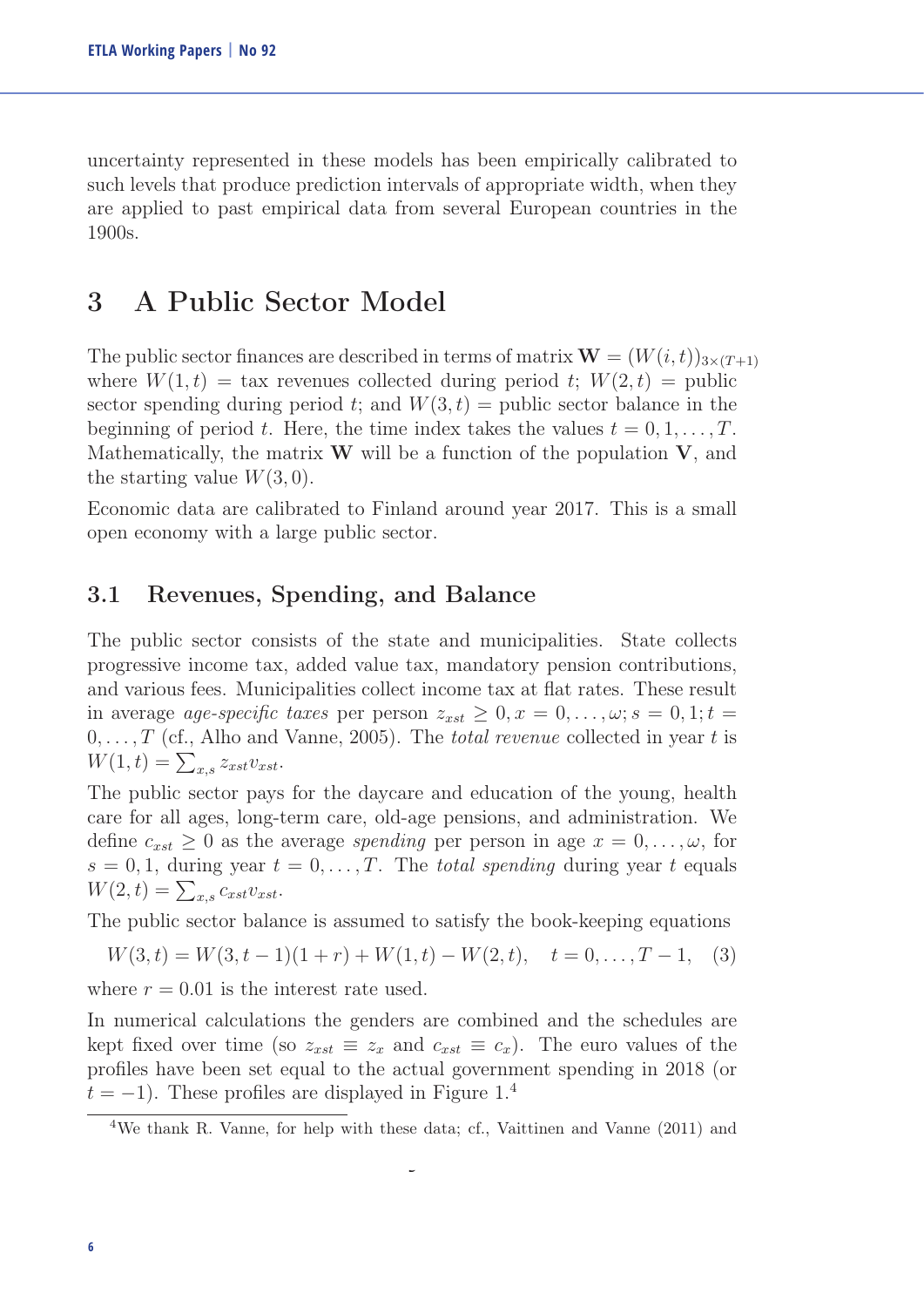uncertainty represented in these models has been empirically calibrated to such levels that produce prediction intervals of appropriate width, when they are applied to past empirical data from several European countries in the 1900s.

# 3 A Public Sector Model

The public sector finances are described in terms of matrix $\mathbf{W} = (W(i,t))_{3\times(T+1)}$ where $W(1,t)$ = tax revenues collected during period $t$; $W(2,t)$ = public sector spending during period $t$; and $W(3,t)$ = public sector balance in the beginning of period $t$. Here, the time index takes the values $t = 0, 1, \ldots, T$. Mathematically, the matrix $\mathbf{W}$ will be a function of the population $\mathbf{V}$, and the starting value $W(3,0)$.

Economic data are calibrated to Finland around year 2017. This is a small open economy with a large public sector.

## 3.1 Revenues, Spending, and Balance

The public sector consists of the state and municipalities. State collects progressive income tax, added value tax, mandatory pension contributions, and various fees. Municipalities collect income tax at flat rates. These result in average *age-specific taxes* per person $z_{xst} \geq 0, x = 0, \ldots, \omega; s = 0, 1; t = 0, \ldots, T$ (cf., Alho and Vanne, 2005). The *total revenue* collected in year $t$ is $W(1,t) = \sum_{x,s} z_{xst} v_{xst}$.

The public sector pays for the daycare and education of the young, health care for all ages, long-term care, old-age pensions, and administration. We define $c_{xst} \geq 0$ as the average *spending* per person in age $x = 0, \ldots, \omega$, for $s = 0, 1$, during year $t = 0, \ldots, T$. The *total spending* during year $t$ equals $W(2,t) = \sum_{x,s} c_{xst} v_{xst}$.

The public sector balance is assumed to satisfy the book-keeping equations

$$W(3,t) = W(3,t-1)(1+r) + W(1,t) - W(2,t), \quad t = 0, \ldots, T-1, \quad (3)$$

where $r = 0.01$ is the interest rate used.

In numerical calculations the genders are combined and the schedules are kept fixed over time (so $z_{xst} \equiv z_x$ and $c_{xst} \equiv c_x$). The euro values of the profiles have been set equal to the actual government spending in 2018 (or $t = -1$). These profiles are displayed in Figure 1.[4]

[4] We thank R. Vanne, for help with these data; cf., Vaittinen and Vanne (2011) and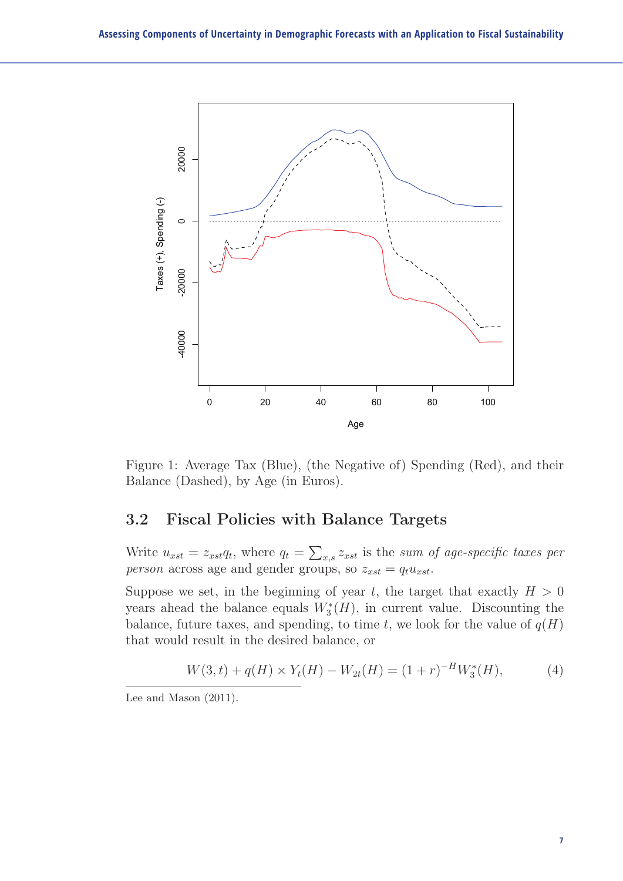Figure 1: Average Tax (Blue), (the Negative of) Spending (Red), and their Balance (Dashed), by Age (in Euros).

## 3.2 Fiscal Policies with Balance Targets

Write $u_{xst} = z_{xst} q_t$, where $q_t = \sum_{x,s} z_{xst}$ is the *sum of age-specific taxes per person* across age and gender groups, so $z_{xst} = q_t u_{xst}$.

Suppose we set, in the beginning of year $t$, the target that exactly $H > 0$ years ahead the balance equals $W_3^*(H)$, in current value. Discounting the balance, future taxes, and spending, to time $t$, we look for the value of $q(H)$ that would result in the desired balance, or

$$W(3,t) + q(H) \times Y_t(H) - W_{2t}(H) = (1+r)^{-H} W_3^*(H), \tag{4}$$

Lee and Mason (2011).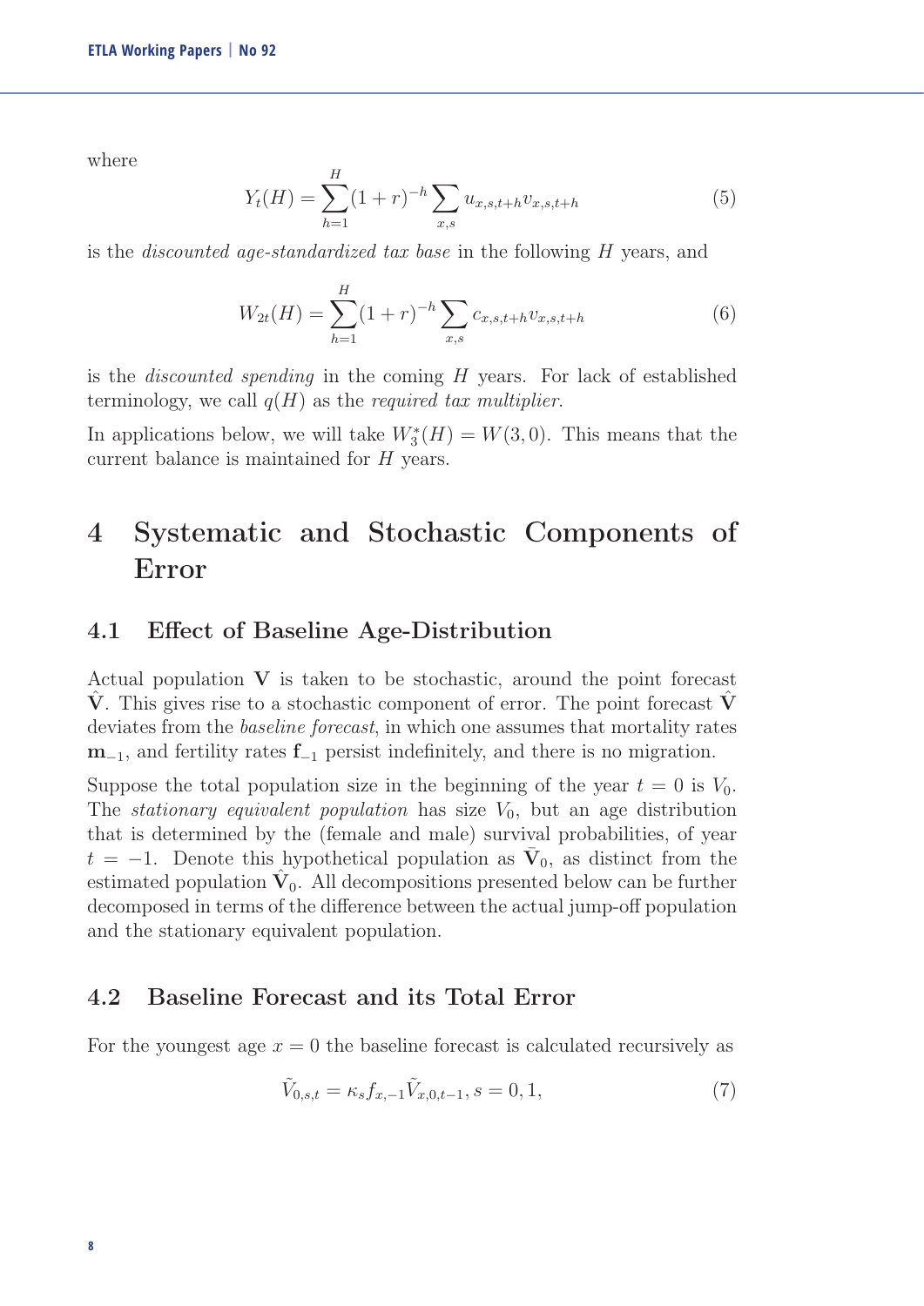where

$$Y_t(H) = \sum_{h=1}^{H} (1+r)^{-h} \sum_{x,s} u_{x,s,t+h} v_{x,s,t+h} \tag{5}$$

is the *discounted age-standardized tax base* in the following $H$ years, and

$$W_{2t}(H) = \sum_{h=1}^{H} (1+r)^{-h} \sum_{x,s} c_{x,s,t+h} v_{x,s,t+h} \tag{6}$$

is the *discounted spending* in the coming $H$ years. For lack of established terminology, we call $q(H)$ as the *required tax multiplier*.

In applications below, we will take $W_3^*(H) = W(3,0)$. This means that the current balance is maintained for $H$ years.

# 4 Systematic and Stochastic Components of Error

## 4.1 Effect of Baseline Age-Distribution

Actual population $\mathbf{V}$ is taken to be stochastic, around the point forecast $\hat{\mathbf{V}}$. This gives rise to a stochastic component of error. The point forecast $\hat{\mathbf{V}}$ deviates from the *baseline forecast*, in which one assumes that mortality rates $\mathbf{m}_{-1}$, and fertility rates $\mathbf{f}_{-1}$ persist indefinitely, and there is no migration.

Suppose the total population size in the beginning of the year $t = 0$ is $V_0$. The *stationary equivalent population* has size $V_0$, but an age distribution that is determined by the (female and male) survival probabilities, of year $t = -1$. Denote this hypothetical population as $\bar{\mathbf{V}}_0$, as distinct from the estimated population $\hat{\mathbf{V}}_0$. All decompositions presented below can be further decomposed in terms of the difference between the actual jump-off population and the stationary equivalent population.

## 4.2 Baseline Forecast and its Total Error

For the youngest age $x = 0$ the baseline forecast is calculated recursively as

$$\tilde{V}_{0,s,t} = \kappa_s f_{x,-1} \tilde{V}_{x,0,t-1}, s = 0, 1, \tag{7}$$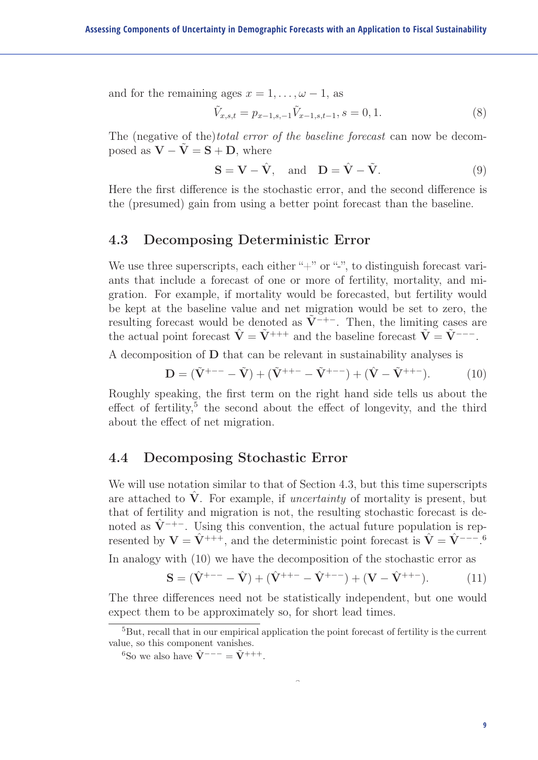and for the remaining ages $x = 1, \ldots, \omega - 1$, as

$$\tilde{V}_{x,s,t} = p_{x-1,s,-1}\tilde{V}_{x-1,s,t-1}, s = 0, 1. \tag{8}$$

The (negative of the)*total error of the baseline forecast* can now be decomposed as $\mathbf{V} - \tilde{\mathbf{V}} = \mathbf{S} + \mathbf{D}$, where

$$\mathbf{S} = \mathbf{V} - \hat{\mathbf{V}}, \quad \text{and} \quad \mathbf{D} = \hat{\mathbf{V}} - \tilde{\mathbf{V}}. \tag{9}$$

Here the first difference is the stochastic error, and the second difference is the (presumed) gain from using a better point forecast than the baseline.

## 4.3 Decomposing Deterministic Error

We use three superscripts, each either "+" or "-", to distinguish forecast variants that include a forecast of one or more of fertility, mortality, and migration. For example, if mortality would be forecasted, but fertility would be kept at the baseline value and net migration would be set to zero, the resulting forecast would be denoted as $\tilde{\mathbf{V}}^{-+-}$. Then, the limiting cases are the actual point forecast $\hat{\mathbf{V}} = \tilde{\mathbf{V}}^{+++}$ and the baseline forecast $\tilde{\mathbf{V}} = \tilde{\mathbf{V}}^{---}$.

A decomposition of $\mathbf{D}$ that can be relevant in sustainability analyses is

$$\mathbf{D} = (\tilde{\mathbf{V}}^{+--} - \tilde{\mathbf{V}}) + (\tilde{\mathbf{V}}^{++-} - \tilde{\mathbf{V}}^{+--}) + (\hat{\mathbf{V}} - \tilde{\mathbf{V}}^{++-}). \tag{10}$$

Roughly speaking, the first term on the right hand side tells us about the effect of fertility,[5] the second about the effect of longevity, and the third about the effect of net migration.

## 4.4 Decomposing Stochastic Error

We will use notation similar to that of Section 4.3, but this time superscripts are attached to $\hat{\mathbf{V}}$. For example, if *uncertainty* of mortality is present, but that of fertility and migration is not, the resulting stochastic forecast is denoted as $\hat{\mathbf{V}}^{-+-}$. Using this convention, the actual future population is represented by $\mathbf{V} = \hat{\mathbf{V}}^{+++}$, and the deterministic point forecast is $\hat{\mathbf{V}} = \hat{\mathbf{V}}^{---}$.[6]

In analogy with (10) we have the decomposition of the stochastic error as

$$\mathbf{S} = (\hat{\mathbf{V}}^{+--} - \hat{\mathbf{V}}) + (\hat{\mathbf{V}}^{++-} - \hat{\mathbf{V}}^{+--}) + (\mathbf{V} - \hat{\mathbf{V}}^{++-}). \tag{11}$$

The three differences need not be statistically independent, but one would expect them to be approximately so, for short lead times.

---

[5] But, recall that in our empirical application the point forecast of fertility is the current value, so this component vanishes.

[6] So we also have $\hat{\mathbf{V}}^{---} = \tilde{\mathbf{V}}^{+++}$.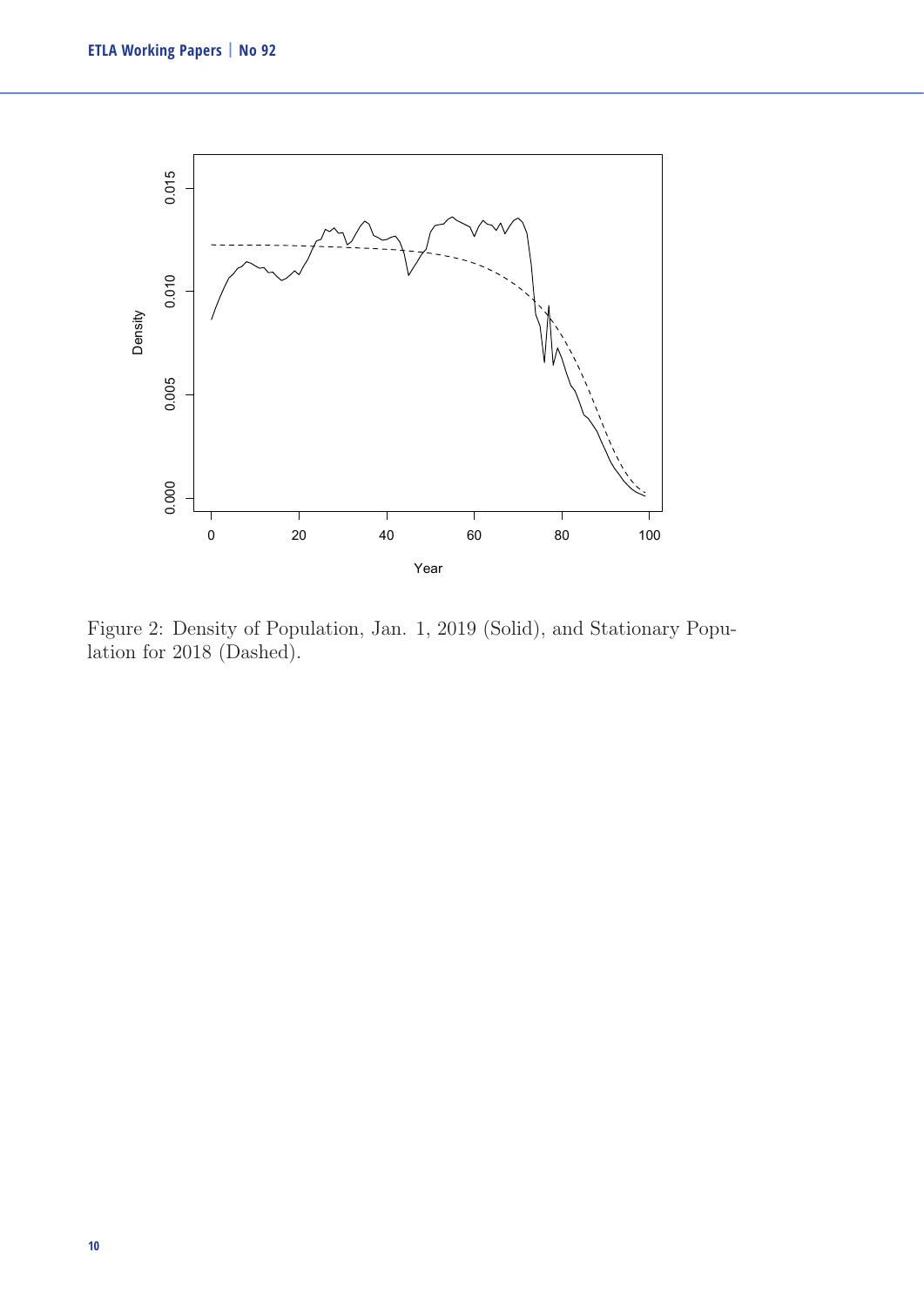Figure 2: Density of Population, Jan. 1, 2019 (Solid), and Stationary Population for 2018 (Dashed).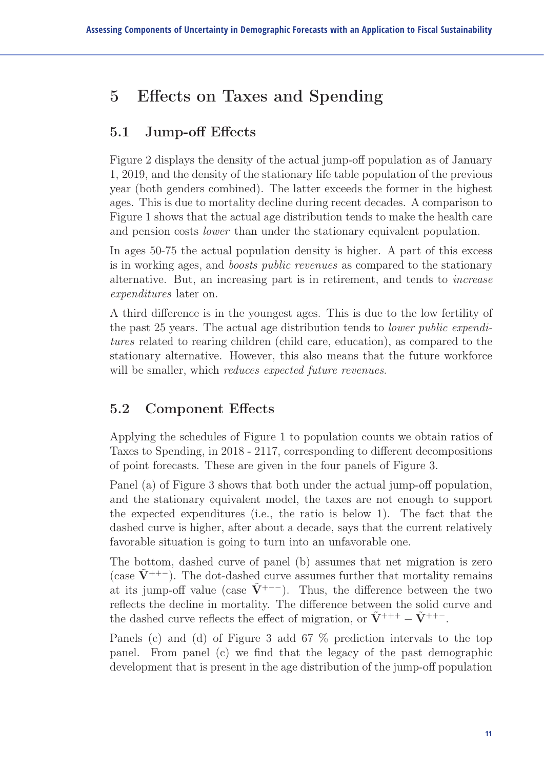## 5 Effects on Taxes and Spending

### 5.1 Jump-off Effects

Figure 2 displays the density of the actual jump-off population as of January 1, 2019, and the density of the stationary life table population of the previous year (both genders combined). The latter exceeds the former in the highest ages. This is due to mortality decline during recent decades. A comparison to Figure 1 shows that the actual age distribution tends to make the health care and pension costs *lower* than under the stationary equivalent population.

In ages 50-75 the actual population density is higher. A part of this excess is in working ages, and *boosts public revenues* as compared to the stationary alternative. But, an increasing part is in retirement, and tends to *increase expenditures* later on.

A third difference is in the youngest ages. This is due to the low fertility of the past 25 years. The actual age distribution tends to *lower public expenditures* related to rearing children (child care, education), as compared to the stationary alternative. However, this also means that the future workforce will be smaller, which *reduces expected future revenues*.

### 5.2 Component Effects

Applying the schedules of Figure 1 to population counts we obtain ratios of Taxes to Spending, in 2018 - 2117, corresponding to different decompositions of point forecasts. These are given in the four panels of Figure 3.

Panel (a) of Figure 3 shows that both under the actual jump-off population, and the stationary equivalent model, the taxes are not enough to support the expected expenditures (i.e., the ratio is below 1). The fact that the dashed curve is higher, after about a decade, says that the current relatively favorable situation is going to turn into an unfavorable one.

The bottom, dashed curve of panel (b) assumes that net migration is zero (case $\tilde{\mathbf{V}}^{++-}$). The dot-dashed curve assumes further that mortality remains at its jump-off value (case $\tilde{\mathbf{V}}^{+--}$). Thus, the difference between the two reflects the decline in mortality. The difference between the solid curve and the dashed curve reflects the effect of migration, or $\tilde{\mathbf{V}}^{+++} - \tilde{\mathbf{V}}^{++-}$.

Panels (c) and (d) of Figure 3 add 67 % prediction intervals to the top panel. From panel (c) we find that the legacy of the past demographic development that is present in the age distribution of the jump-off population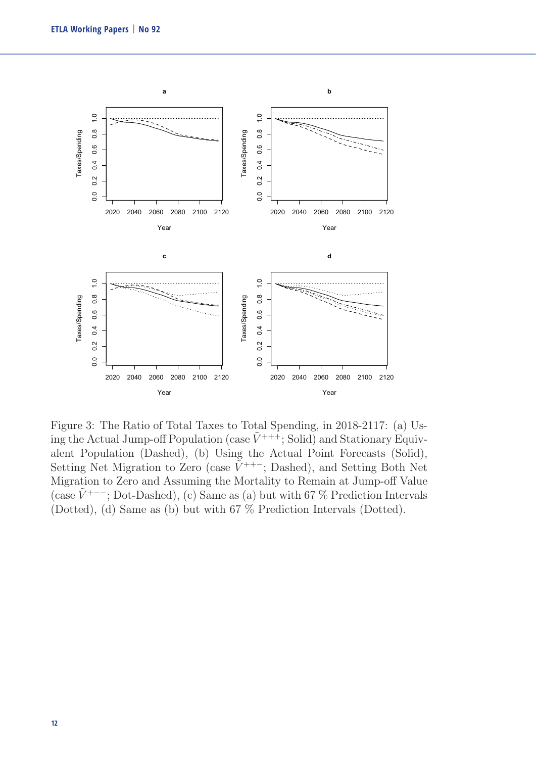Figure 3: The Ratio of Total Taxes to Total Spending, in 2018-2117: (a) Using the Actual Jump-off Population (case $\tilde{V}^{+++}$; Solid) and Stationary Equivalent Population (Dashed), (b) Using the Actual Point Forecasts (Solid), Setting Net Migration to Zero (case $\tilde{V}^{++-}$; Dashed), and Setting Both Net Migration to Zero and Assuming the Mortality to Remain at Jump-off Value (case $\tilde{V}^{+--}$; Dot-Dashed), (c) Same as (a) but with 67 % Prediction Intervals (Dotted), (d) Same as (b) but with 67 % Prediction Intervals (Dotted).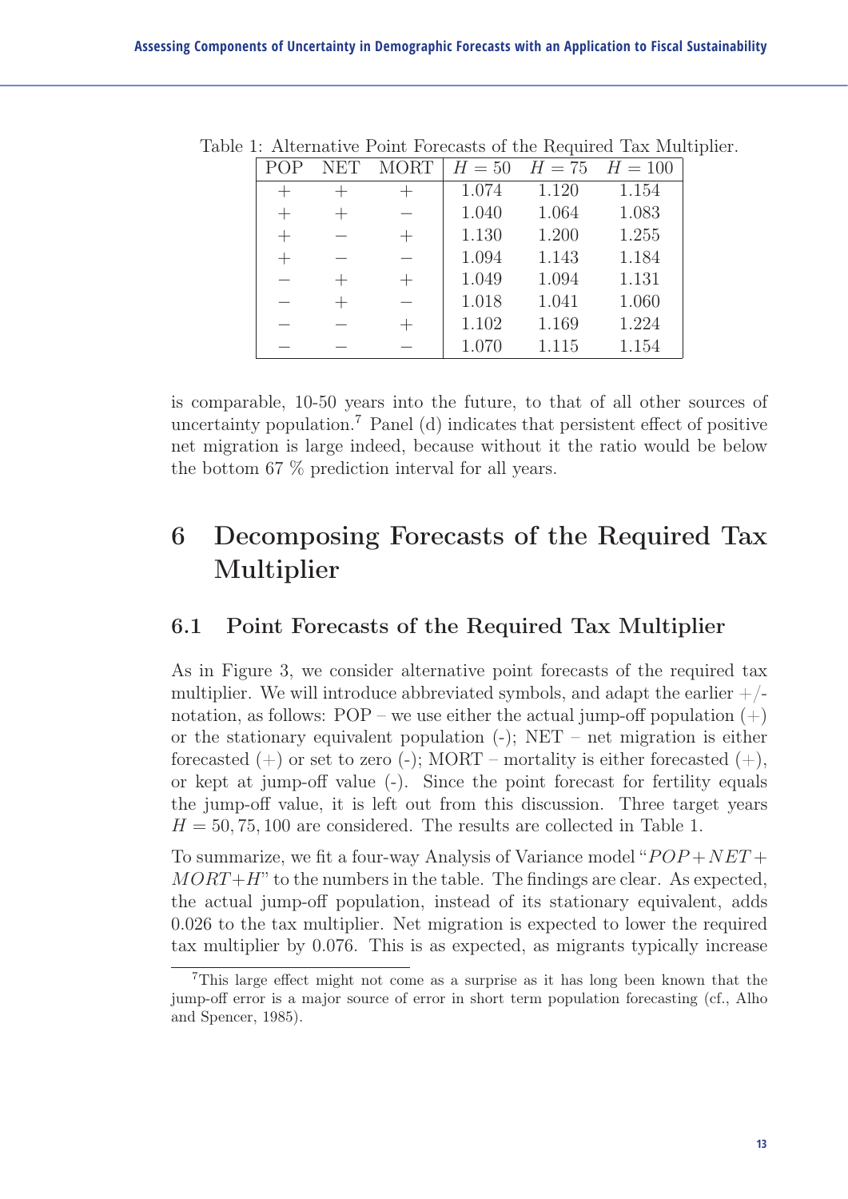Table 1: Alternative Point Forecasts of the Required Tax Multiplier.

| POP | NET | MORT | $H = 50$ | $H = 75$ | $H = 100$ |
|---|---|---|---|---|---|
| + | + | + | 1.074 | 1.120 | 1.154 |
| + | + | − | 1.040 | 1.064 | 1.083 |
| + | − | + | 1.130 | 1.200 | 1.255 |
| + | − | − | 1.094 | 1.143 | 1.184 |
| − | + | + | 1.049 | 1.094 | 1.131 |
| − | + | − | 1.018 | 1.041 | 1.060 |
| − | − | + | 1.102 | 1.169 | 1.224 |
| − | − | − | 1.070 | 1.115 | 1.154 |

is comparable, 10-50 years into the future, to that of all other sources of uncertainty population.[7] Panel (d) indicates that persistent effect of positive net migration is large indeed, because without it the ratio would be below the bottom 67 % prediction interval for all years.

# 6 Decomposing Forecasts of the Required Tax Multiplier

## 6.1 Point Forecasts of the Required Tax Multiplier

As in Figure 3, we consider alternative point forecasts of the required tax multiplier. We will introduce abbreviated symbols, and adapt the earlier +/- notation, as follows: POP – we use either the actual jump-off population (+) or the stationary equivalent population (-); NET – net migration is either forecasted (+) or set to zero (-); MORT – mortality is either forecasted (+), or kept at jump-off value (-). Since the point forecast for fertility equals the jump-off value, it is left out from this discussion. Three target years $H = 50, 75, 100$ are considered. The results are collected in Table 1.

To summarize, we fit a four-way Analysis of Variance model "$POP + NET + MORT + H$" to the numbers in the table. The findings are clear. As expected, the actual jump-off population, instead of its stationary equivalent, adds 0.026 to the tax multiplier. Net migration is expected to lower the required tax multiplier by 0.076. This is as expected, as migrants typically increase

[7] This large effect might not come as a surprise as it has long been known that the jump-off error is a major source of error in short term population forecasting (cf., Alho and Spencer, 1985).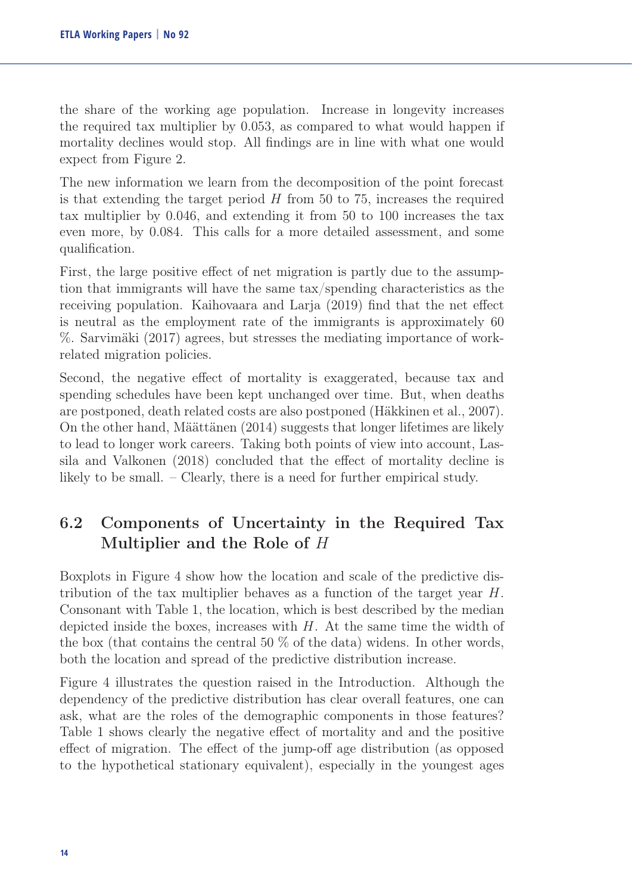the share of the working age population. Increase in longevity increases the required tax multiplier by 0.053, as compared to what would happen if mortality declines would stop. All findings are in line with what one would expect from Figure 2.

The new information we learn from the decomposition of the point forecast is that extending the target period $H$ from 50 to 75, increases the required tax multiplier by 0.046, and extending it from 50 to 100 increases the tax even more, by 0.084. This calls for a more detailed assessment, and some qualification.

First, the large positive effect of net migration is partly due to the assumption that immigrants will have the same tax/spending characteristics as the receiving population. Kaihovaara and Larja (2019) find that the net effect is neutral as the employment rate of the immigrants is approximately 60 %. Sarvimäki (2017) agrees, but stresses the mediating importance of work-related migration policies.

Second, the negative effect of mortality is exaggerated, because tax and spending schedules have been kept unchanged over time. But, when deaths are postponed, death related costs are also postponed (Häkkinen et al., 2007). On the other hand, Määttänen (2014) suggests that longer lifetimes are likely to lead to longer work careers. Taking both points of view into account, Lassila and Valkonen (2018) concluded that the effect of mortality decline is likely to be small. – Clearly, there is a need for further empirical study.

## 6.2 Components of Uncertainty in the Required Tax Multiplier and the Role of $H$

Boxplots in Figure 4 show how the location and scale of the predictive distribution of the tax multiplier behaves as a function of the target year $H$. Consonant with Table 1, the location, which is best described by the median depicted inside the boxes, increases with $H$. At the same time the width of the box (that contains the central 50 % of the data) widens. In other words, both the location and spread of the predictive distribution increase.

Figure 4 illustrates the question raised in the Introduction. Although the dependency of the predictive distribution has clear overall features, one can ask, what are the roles of the demographic components in those features? Table 1 shows clearly the negative effect of mortality and and the positive effect of migration. The effect of the jump-off age distribution (as opposed to the hypothetical stationary equivalent), especially in the youngest ages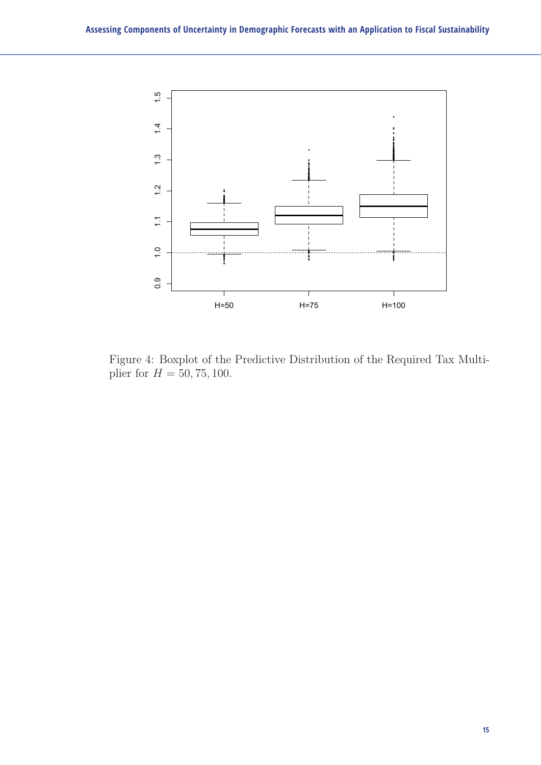Figure 4: Boxplot of the Predictive Distribution of the Required Tax Multiplier for $H = 50, 75, 100$.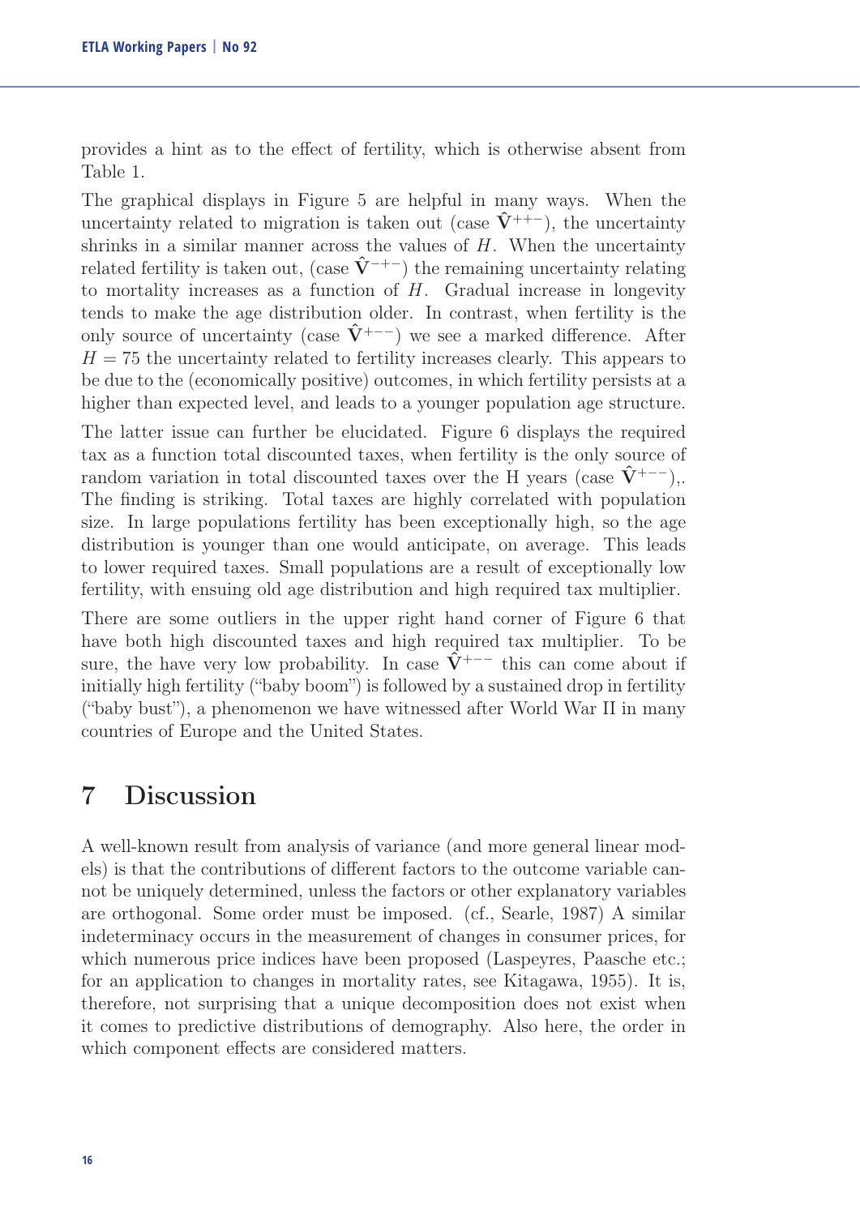provides a hint as to the effect of fertility, which is otherwise absent from Table 1.

The graphical displays in Figure 5 are helpful in many ways. When the uncertainty related to migration is taken out (case $\hat{\mathbf{V}}^{++-}$), the uncertainty shrinks in a similar manner across the values of $H$. When the uncertainty related fertility is taken out, (case $\hat{\mathbf{V}}^{-+-}$) the remaining uncertainty relating to mortality increases as a function of $H$. Gradual increase in longevity tends to make the age distribution older. In contrast, when fertility is the only source of uncertainty (case $\hat{\mathbf{V}}^{+--}$) we see a marked difference. After $H = 75$ the uncertainty related to fertility increases clearly. This appears to be due to the (economically positive) outcomes, in which fertility persists at a higher than expected level, and leads to a younger population age structure.

The latter issue can further be elucidated. Figure 6 displays the required tax as a function total discounted taxes, when fertility is the only source of random variation in total discounted taxes over the H years (case $\hat{\mathbf{V}}^{+--}$),. The finding is striking. Total taxes are highly correlated with population size. In large populations fertility has been exceptionally high, so the age distribution is younger than one would anticipate, on average. This leads to lower required taxes. Small populations are a result of exceptionally low fertility, with ensuing old age distribution and high required tax multiplier.

There are some outliers in the upper right hand corner of Figure 6 that have both high discounted taxes and high required tax multiplier. To be sure, the have very low probability. In case $\hat{\mathbf{V}}^{+--}$ this can come about if initially high fertility ("baby boom") is followed by a sustained drop in fertility ("baby bust"), a phenomenon we have witnessed after World War II in many countries of Europe and the United States.

# 7 Discussion

A well-known result from analysis of variance (and more general linear models) is that the contributions of different factors to the outcome variable cannot be uniquely determined, unless the factors or other explanatory variables are orthogonal. Some order must be imposed. (cf., Searle, 1987) A similar indeterminacy occurs in the measurement of changes in consumer prices, for which numerous price indices have been proposed (Laspeyres, Paasche etc.; for an application to changes in mortality rates, see Kitagawa, 1955). It is, therefore, not surprising that a unique decomposition does not exist when it comes to predictive distributions of demography. Also here, the order in which component effects are considered matters.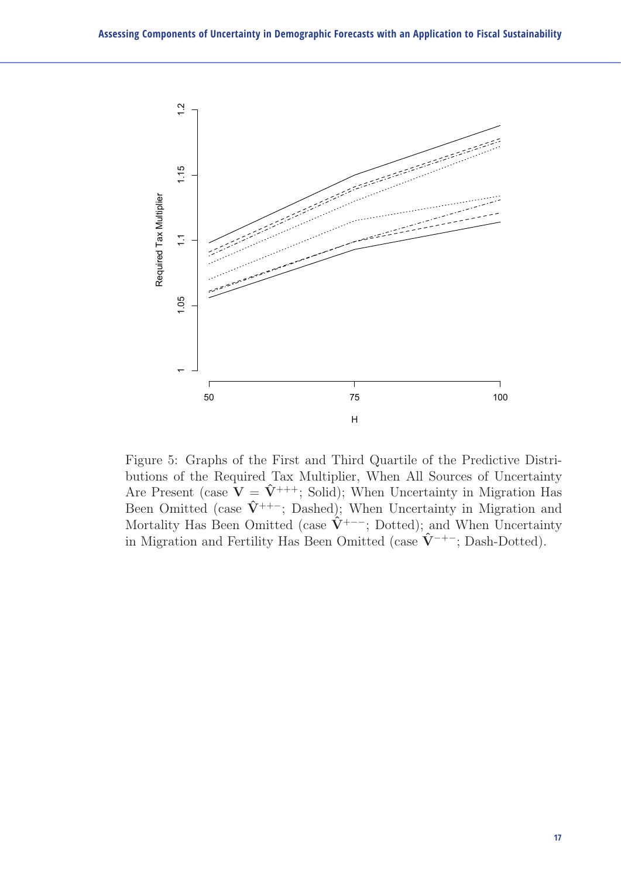Figure 5: Graphs of the First and Third Quartile of the Predictive Distributions of the Required Tax Multiplier, When All Sources of Uncertainty Are Present (case $\mathbf{V} = \hat{\mathbf{V}}^{+++}$; Solid); When Uncertainty in Migration Has Been Omitted (case $\hat{\mathbf{V}}^{++-}$; Dashed); When Uncertainty in Migration and Mortality Has Been Omitted (case $\hat{\mathbf{V}}^{+--}$; Dotted); and When Uncertainty in Migration and Fertility Has Been Omitted (case $\hat{\mathbf{V}}^{-+-}$; Dash-Dotted).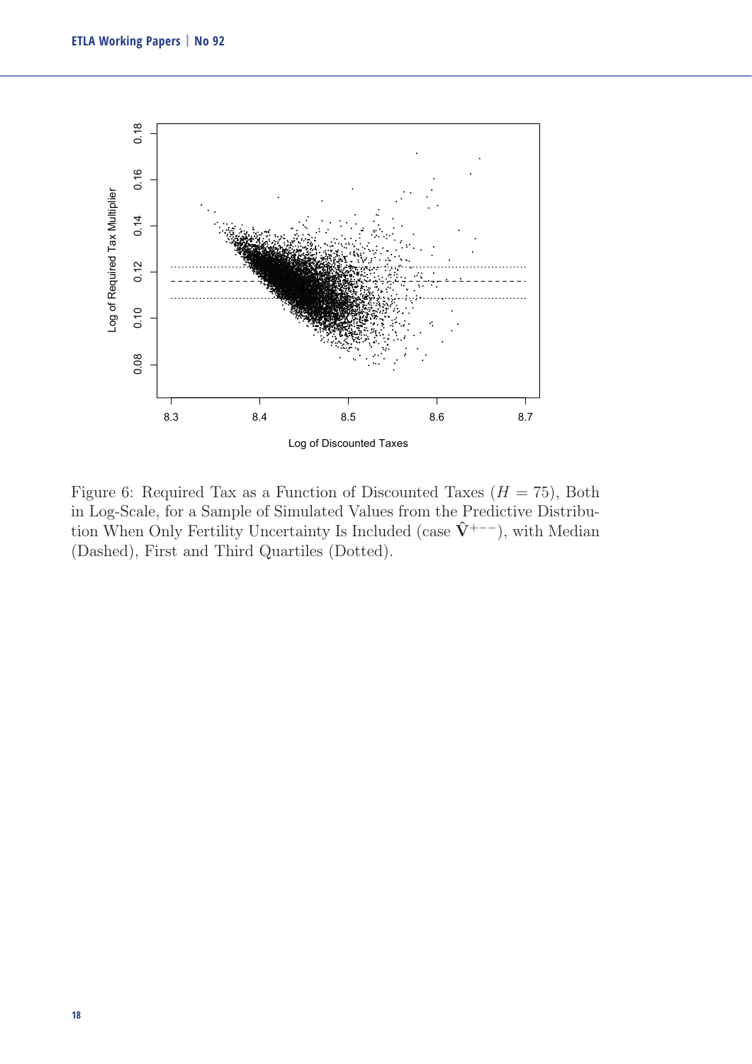Figure 6: Required Tax as a Function of Discounted Taxes ($H = 75$), Both in Log-Scale, for a Sample of Simulated Values from the Predictive Distribution When Only Fertility Uncertainty Is Included (case $\hat{\mathbf{V}}^{+--}$), with Median (Dashed), First and Third Quartiles (Dotted).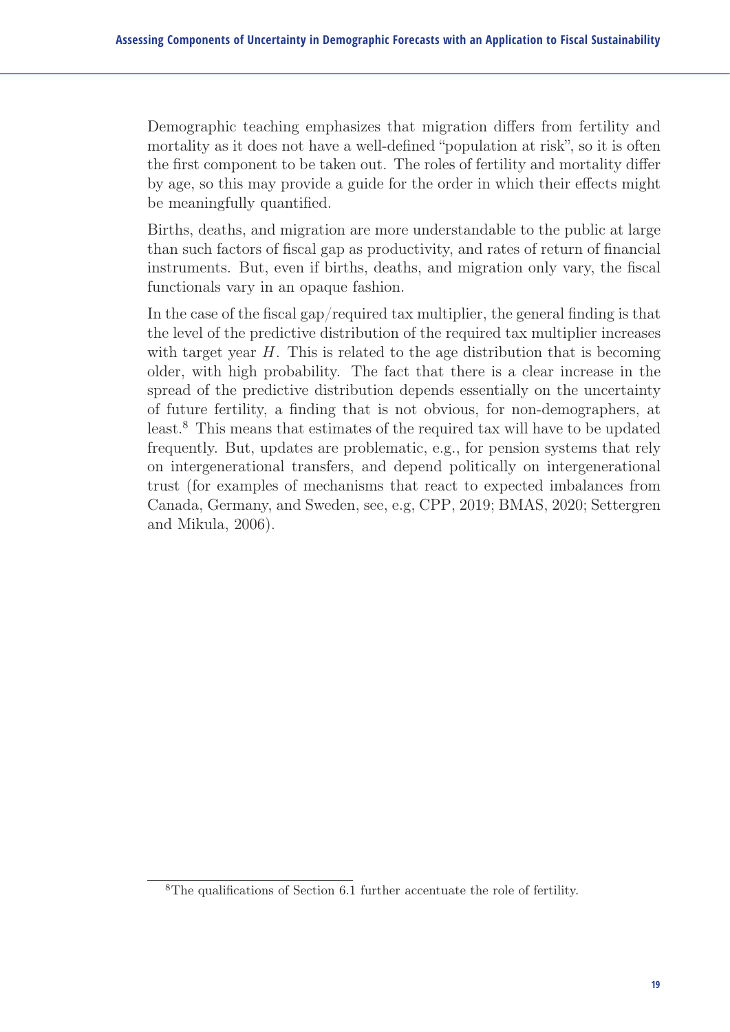Demographic teaching emphasizes that migration differs from fertility and mortality as it does not have a well-defined "population at risk", so it is often the first component to be taken out. The roles of fertility and mortality differ by age, so this may provide a guide for the order in which their effects might be meaningfully quantified.

Births, deaths, and migration are more understandable to the public at large than such factors of fiscal gap as productivity, and rates of return of financial instruments. But, even if births, deaths, and migration only vary, the fiscal functionals vary in an opaque fashion.

In the case of the fiscal gap/required tax multiplier, the general finding is that the level of the predictive distribution of the required tax multiplier increases with target year $H$. This is related to the age distribution that is becoming older, with high probability. The fact that there is a clear increase in the spread of the predictive distribution depends essentially on the uncertainty of future fertility, a finding that is not obvious, for non-demographers, at least.[8] This means that estimates of the required tax will have to be updated frequently. But, updates are problematic, e.g., for pension systems that rely on intergenerational transfers, and depend politically on intergenerational trust (for examples of mechanisms that react to expected imbalances from Canada, Germany, and Sweden, see, e.g, CPP, 2019; BMAS, 2020; Settergren and Mikula, 2006).

[8] The qualifications of Section 6.1 further accentuate the role of fertility.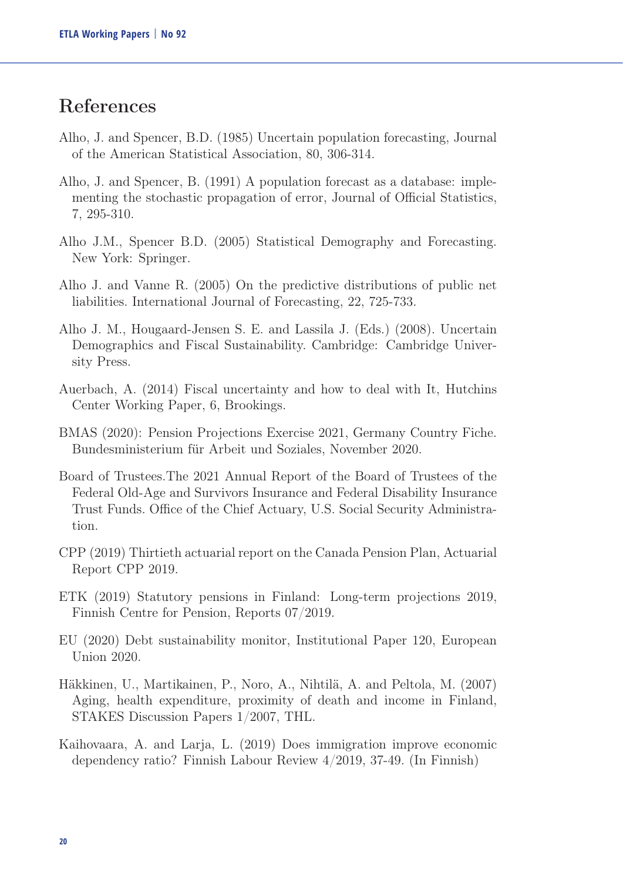# References

Alho, J. and Spencer, B.D. (1985) Uncertain population forecasting, Journal of the American Statistical Association, 80, 306-314.

Alho, J. and Spencer, B. (1991) A population forecast as a database: implementing the stochastic propagation of error, Journal of Official Statistics, 7, 295-310.

Alho J.M., Spencer B.D. (2005) Statistical Demography and Forecasting. New York: Springer.

Alho J. and Vanne R. (2005) On the predictive distributions of public net liabilities. International Journal of Forecasting, 22, 725-733.

Alho J. M., Hougaard-Jensen S. E. and Lassila J. (Eds.) (2008). Uncertain Demographics and Fiscal Sustainability. Cambridge: Cambridge University Press.

Auerbach, A. (2014) Fiscal uncertainty and how to deal with It, Hutchins Center Working Paper, 6, Brookings.

BMAS (2020): Pension Projections Exercise 2021, Germany Country Fiche. Bundesministerium für Arbeit und Soziales, November 2020.

Board of Trustees.The 2021 Annual Report of the Board of Trustees of the Federal Old-Age and Survivors Insurance and Federal Disability Insurance Trust Funds. Office of the Chief Actuary, U.S. Social Security Administration.

CPP (2019) Thirtieth actuarial report on the Canada Pension Plan, Actuarial Report CPP 2019.

ETK (2019) Statutory pensions in Finland: Long-term projections 2019, Finnish Centre for Pension, Reports 07/2019.

EU (2020) Debt sustainability monitor, Institutional Paper 120, European Union 2020.

Häkkinen, U., Martikainen, P., Noro, A., Nihtilä, A. and Peltola, M. (2007) Aging, health expenditure, proximity of death and income in Finland, STAKES Discussion Papers 1/2007, THL.

Kaihovaara, A. and Larja, L. (2019) Does immigration improve economic dependency ratio? Finnish Labour Review 4/2019, 37-49. (In Finnish)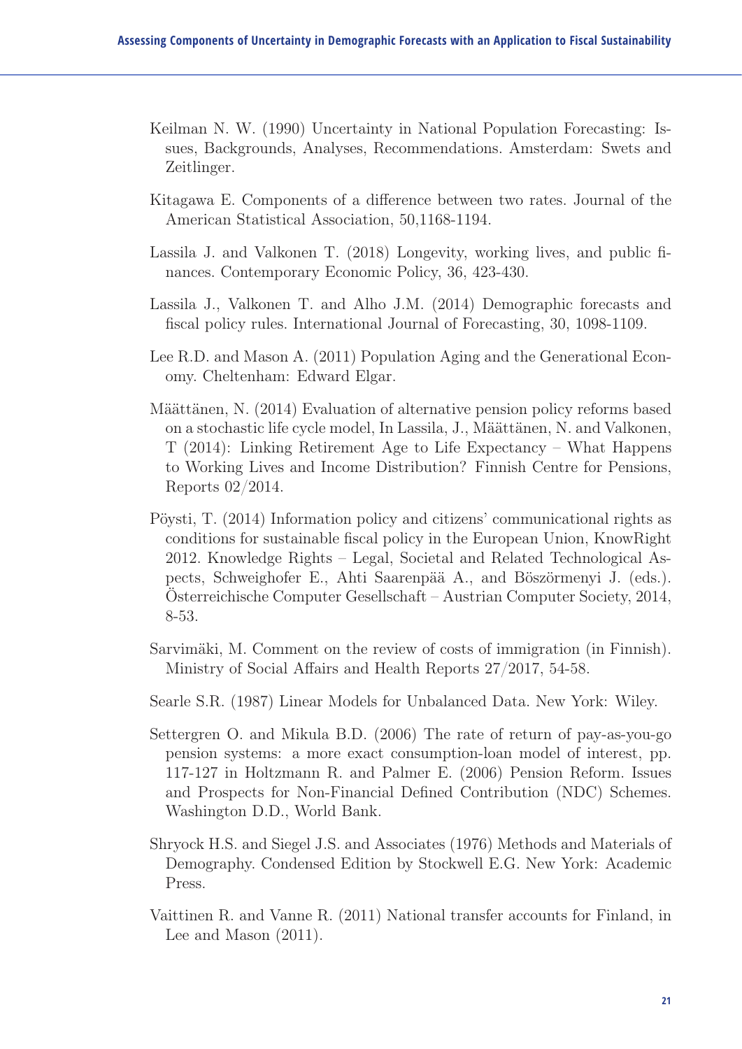Keilman N. W. (1990) Uncertainty in National Population Forecasting: Issues, Backgrounds, Analyses, Recommendations. Amsterdam: Swets and Zeitlinger.

Kitagawa E. Components of a difference between two rates. Journal of the American Statistical Association, 50,1168-1194.

Lassila J. and Valkonen T. (2018) Longevity, working lives, and public finances. Contemporary Economic Policy, 36, 423-430.

Lassila J., Valkonen T. and Alho J.M. (2014) Demographic forecasts and fiscal policy rules. International Journal of Forecasting, 30, 1098-1109.

Lee R.D. and Mason A. (2011) Population Aging and the Generational Economy. Cheltenham: Edward Elgar.

Määttänen, N. (2014) Evaluation of alternative pension policy reforms based on a stochastic life cycle model, In Lassila, J., Määttänen, N. and Valkonen, T (2014): Linking Retirement Age to Life Expectancy – What Happens to Working Lives and Income Distribution? Finnish Centre for Pensions, Reports 02/2014.

Pöysti, T. (2014) Information policy and citizens' communicational rights as conditions for sustainable fiscal policy in the European Union, KnowRight 2012. Knowledge Rights – Legal, Societal and Related Technological Aspects, Schweighofer E., Ahti Saarenpää A., and Böszörmenyi J. (eds.). Österreichische Computer Gesellschaft – Austrian Computer Society, 2014, 8-53.

Sarvimäki, M. Comment on the review of costs of immigration (in Finnish). Ministry of Social Affairs and Health Reports 27/2017, 54-58.

Searle S.R. (1987) Linear Models for Unbalanced Data. New York: Wiley.

Settergren O. and Mikula B.D. (2006) The rate of return of pay-as-you-go pension systems: a more exact consumption-loan model of interest, pp. 117-127 in Holtzmann R. and Palmer E. (2006) Pension Reform. Issues and Prospects for Non-Financial Defined Contribution (NDC) Schemes. Washington D.D., World Bank.

Shryock H.S. and Siegel J.S. and Associates (1976) Methods and Materials of Demography. Condensed Edition by Stockwell E.G. New York: Academic Press.

Vaittinen R. and Vanne R. (2011) National transfer accounts for Finland, in Lee and Mason (2011).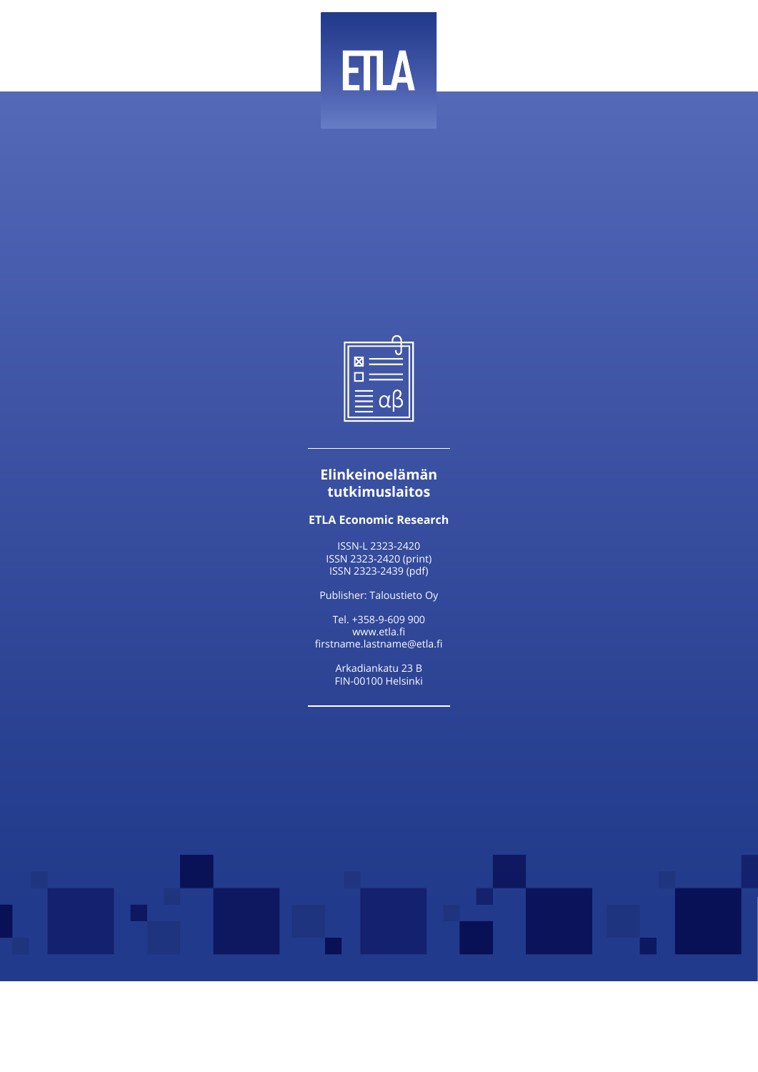ETLA

**Elinkeinoelämän tutkimuslaitos**

**ETLA Economic Research**

ISSN-L 2323-2420
ISSN 2323-2420 (print)
ISSN 2323-2439 (pdf)

Publisher: Taloustieto Oy

Tel. +358-9-609 900
www.etla.fi
firstname.lastname@etla.fi

Arkadiankatu 23 B
FIN-00100 Helsinki